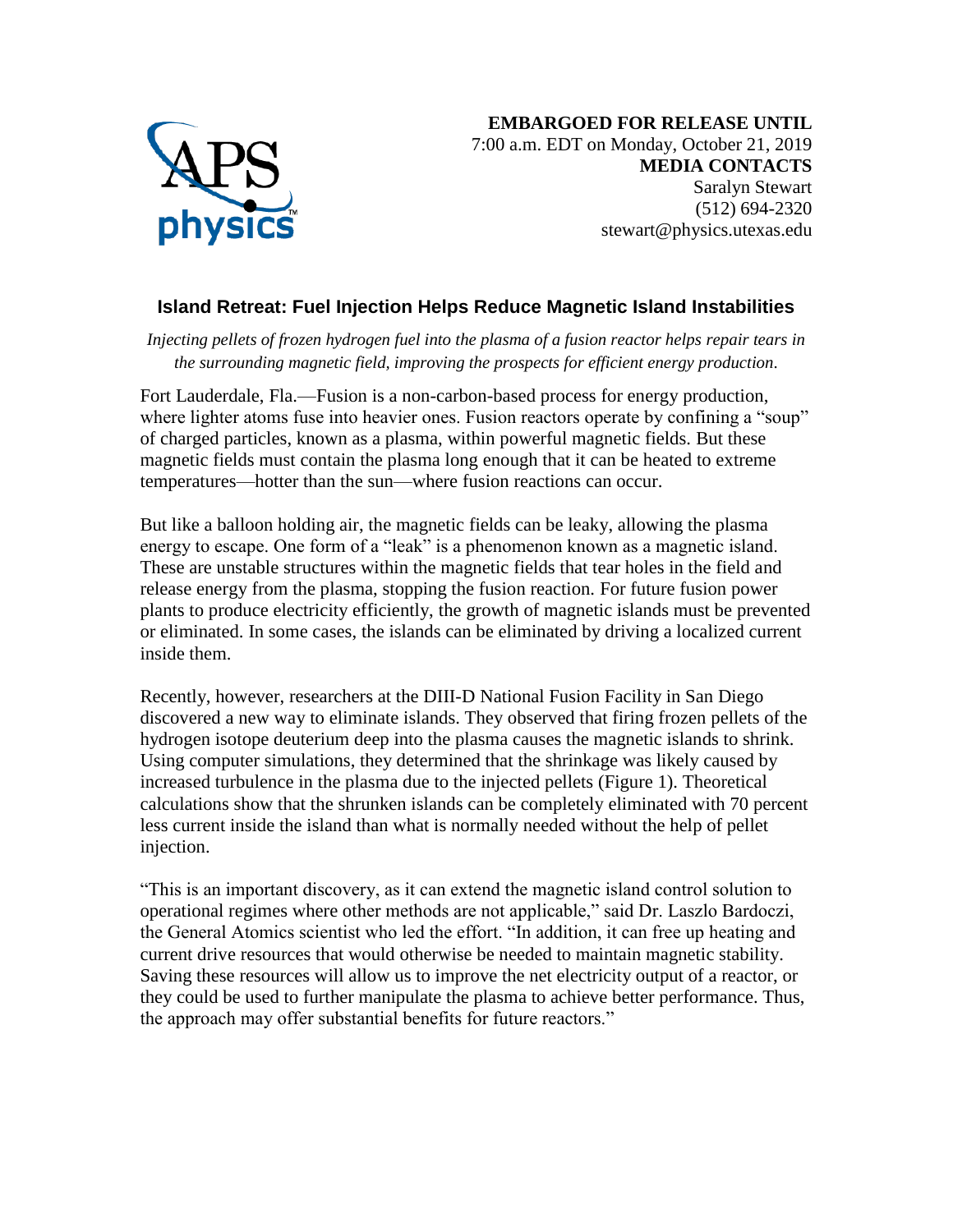**EMBARGOED FOR RELEASE UNTIL**
7:00 a.m. EDT on Monday, October 21, 2019
**MEDIA CONTACTS**
Saralyn Stewart
(512) 694-2320
stewart@physics.utexas.edu

## Island Retreat: Fuel Injection Helps Reduce Magnetic Island Instabilities

*Injecting pellets of frozen hydrogen fuel into the plasma of a fusion reactor helps repair tears in the surrounding magnetic field, improving the prospects for efficient energy production.*

Fort Lauderdale, Fla.—Fusion is a non-carbon-based process for energy production, where lighter atoms fuse into heavier ones. Fusion reactors operate by confining a "soup" of charged particles, known as a plasma, within powerful magnetic fields. But these magnetic fields must contain the plasma long enough that it can be heated to extreme temperatures—hotter than the sun—where fusion reactions can occur.

But like a balloon holding air, the magnetic fields can be leaky, allowing the plasma energy to escape. One form of a "leak" is a phenomenon known as a magnetic island. These are unstable structures within the magnetic fields that tear holes in the field and release energy from the plasma, stopping the fusion reaction. For future fusion power plants to produce electricity efficiently, the growth of magnetic islands must be prevented or eliminated. In some cases, the islands can be eliminated by driving a localized current inside them.

Recently, however, researchers at the DIII-D National Fusion Facility in San Diego discovered a new way to eliminate islands. They observed that firing frozen pellets of the hydrogen isotope deuterium deep into the plasma causes the magnetic islands to shrink. Using computer simulations, they determined that the shrinkage was likely caused by increased turbulence in the plasma due to the injected pellets (Figure 1). Theoretical calculations show that the shrunken islands can be completely eliminated with 70 percent less current inside the island than what is normally needed without the help of pellet injection.

"This is an important discovery, as it can extend the magnetic island control solution to operational regimes where other methods are not applicable," said Dr. Laszlo Bardoczi, the General Atomics scientist who led the effort. "In addition, it can free up heating and current drive resources that would otherwise be needed to maintain magnetic stability. Saving these resources will allow us to improve the net electricity output of a reactor, or they could be used to further manipulate the plasma to achieve better performance. Thus, the approach may offer substantial benefits for future reactors."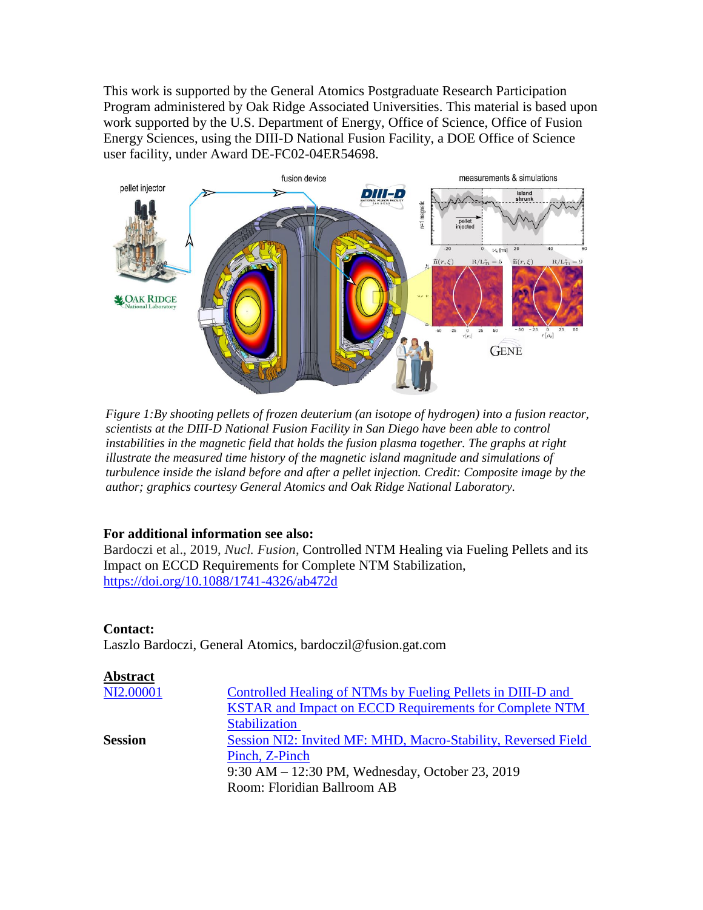This work is supported by the General Atomics Postgraduate Research Participation Program administered by Oak Ridge Associated Universities. This material is based upon work supported by the U.S. Department of Energy, Office of Science, Office of Fusion Energy Sciences, using the DIII-D National Fusion Facility, a DOE Office of Science user facility, under Award DE-FC02-04ER54698.

*Figure 1: By shooting pellets of frozen deuterium (an isotope of hydrogen) into a fusion reactor, scientists at the DIII-D National Fusion Facility in San Diego have been able to control instabilities in the magnetic field that holds the fusion plasma together. The graphs at right illustrate the measured time history of the magnetic island magnitude and simulations of turbulence inside the island before and after a pellet injection. Credit: Composite image by the author; graphics courtesy General Atomics and Oak Ridge National Laboratory.*

**For additional information see also:**

Bardoczi et al., 2019, *Nucl. Fusion*, Controlled NTM Healing via Fueling Pellets and its Impact on ECCD Requirements for Complete NTM Stabilization, https://doi.org/10.1088/1741-4326/ab472d

**Contact:**

Laszlo Bardoczi, General Atomics, bardoczil@fusion.gat.com

| | |
|---|---|
| **Abstract** | |
| NI2.00001 | Controlled Healing of NTMs by Fueling Pellets in DIII-D and KSTAR and Impact on ECCD Requirements for Complete NTM Stabilization |
| **Session** | Session NI2: Invited MF: MHD, Macro-Stability, Reversed Field Pinch, Z-Pinch |
| | 9:30 AM – 12:30 PM, Wednesday, October 23, 2019 |
| | Room: Floridian Ballroom AB |